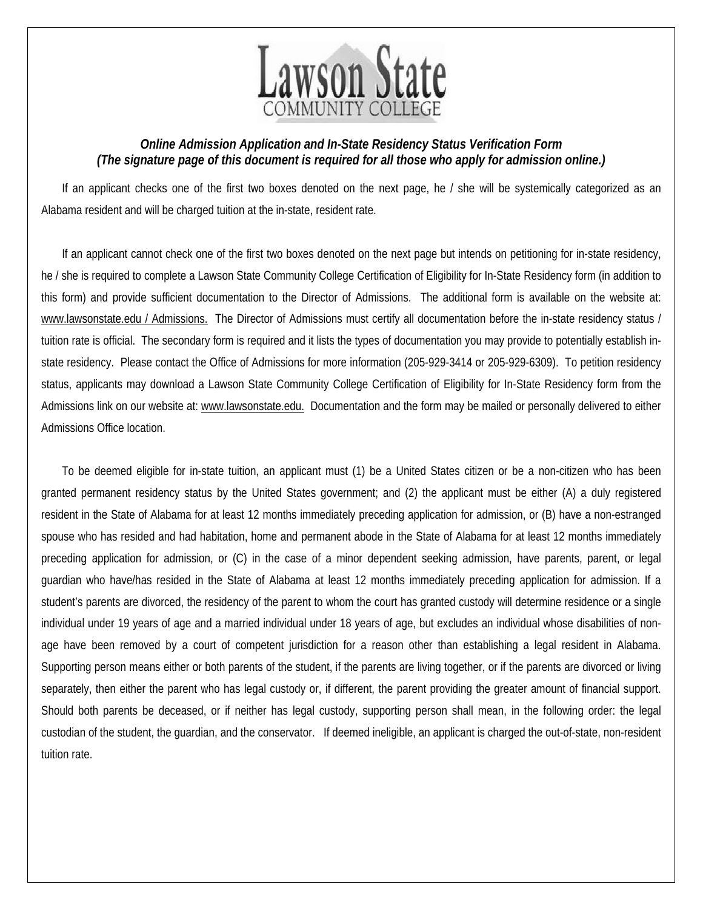Lawson State COMMUNITY COLLEGE

***Online Admission Application and In-State Residency Status Verification Form***
***(The signature page of this document is required for all those who apply for admission online.)***

If an applicant checks one of the first two boxes denoted on the next page, he / she will be systemically categorized as an Alabama resident and will be charged tuition at the in-state, resident rate.

If an applicant cannot check one of the first two boxes denoted on the next page but intends on petitioning for in-state residency, he / she is required to complete a Lawson State Community College Certification of Eligibility for In-State Residency form (in addition to this form) and provide sufficient documentation to the Director of Admissions. The additional form is available on the website at: www.lawsonstate.edu / Admissions. The Director of Admissions must certify all documentation before the in-state residency status / tuition rate is official. The secondary form is required and it lists the types of documentation you may provide to potentially establish in-state residency. Please contact the Office of Admissions for more information (205-929-3414 or 205-929-6309). To petition residency status, applicants may download a Lawson State Community College Certification of Eligibility for In-State Residency form from the Admissions link on our website at: www.lawsonstate.edu. Documentation and the form may be mailed or personally delivered to either Admissions Office location.

To be deemed eligible for in-state tuition, an applicant must (1) be a United States citizen or be a non-citizen who has been granted permanent residency status by the United States government; and (2) the applicant must be either (A) a duly registered resident in the State of Alabama for at least 12 months immediately preceding application for admission, or (B) have a non-estranged spouse who has resided and had habitation, home and permanent abode in the State of Alabama for at least 12 months immediately preceding application for admission, or (C) in the case of a minor dependent seeking admission, have parents, parent, or legal guardian who have/has resided in the State of Alabama at least 12 months immediately preceding application for admission. If a student's parents are divorced, the residency of the parent to whom the court has granted custody will determine residence or a single individual under 19 years of age and a married individual under 18 years of age, but excludes an individual whose disabilities of non-age have been removed by a court of competent jurisdiction for a reason other than establishing a legal resident in Alabama. Supporting person means either or both parents of the student, if the parents are living together, or if the parents are divorced or living separately, then either the parent who has legal custody or, if different, the parent providing the greater amount of financial support. Should both parents be deceased, or if neither has legal custody, supporting person shall mean, in the following order: the legal custodian of the student, the guardian, and the conservator. If deemed ineligible, an applicant is charged the out-of-state, non-resident tuition rate.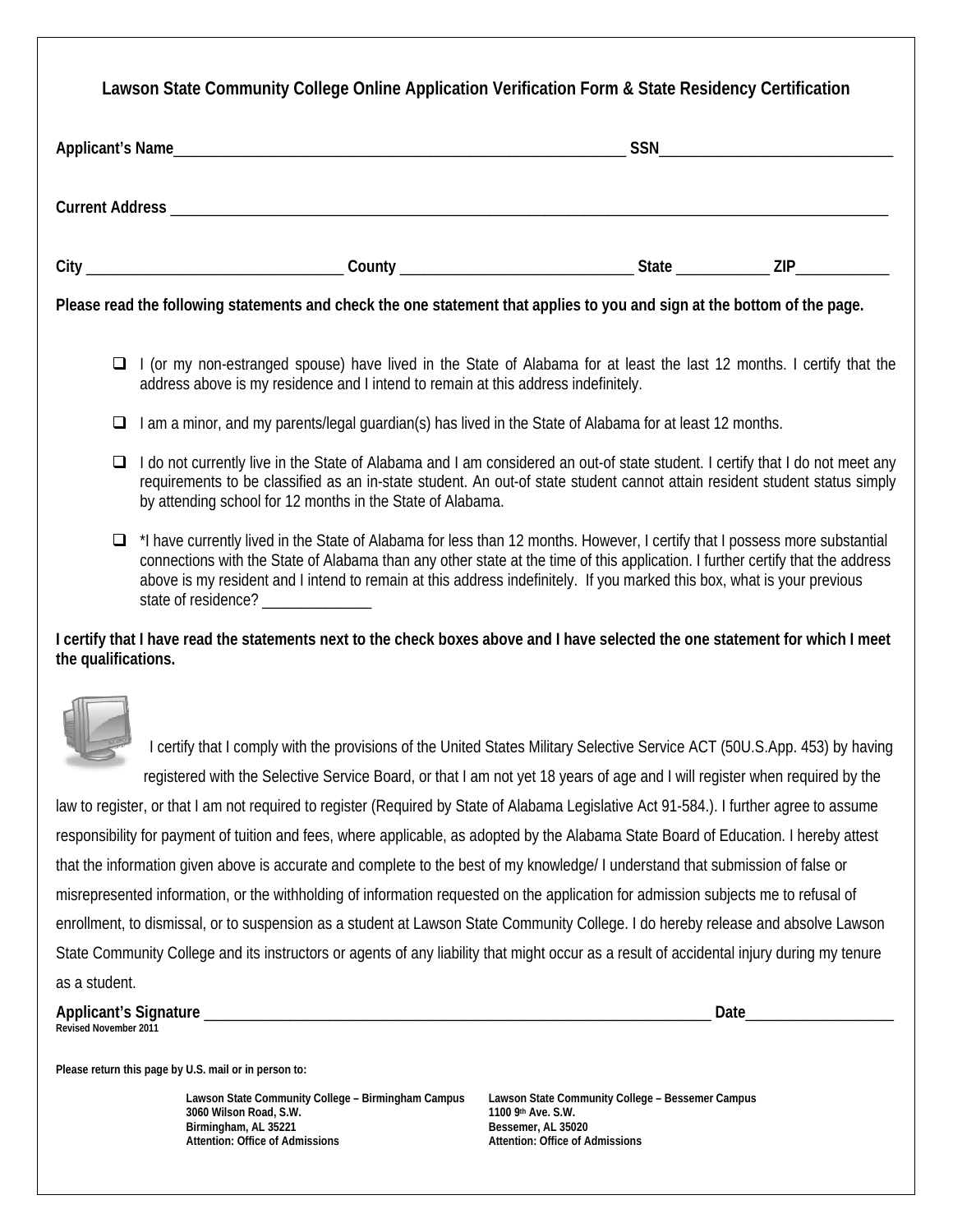# Lawson State Community College Online Application Verification Form & State Residency Certification

**Applicant's Name**_____________________________________________ **SSN**_______________________

**Current Address** ____________________________________________________________________________

**City** ___________________________ **County** _________________________ **State** __________ **ZIP**__________

**Please read the following statements and check the one statement that applies to you and sign at the bottom of the page.**

- ❑ I (or my non-estranged spouse) have lived in the State of Alabama for at least the last 12 months. I certify that the address above is my residence and I intend to remain at this address indefinitely.
- ❑ I am a minor, and my parents/legal guardian(s) has lived in the State of Alabama for at least 12 months.
- ❑ I do not currently live in the State of Alabama and I am considered an out-of state student. I certify that I do not meet any requirements to be classified as an in-state student. An out-of state student cannot attain resident student status simply by attending school for 12 months in the State of Alabama.
- ❑ *I have currently lived in the State of Alabama for less than 12 months. However, I certify that I possess more substantial connections with the State of Alabama than any other state at the time of this application. I further certify that the address above is my resident and I intend to remain at this address indefinitely. If you marked this box, what is your previous state of residence? _____________

**I certify that I have read the statements next to the check boxes above and I have selected the one statement for which I meet the qualifications.**

I certify that I comply with the provisions of the United States Military Selective Service ACT (50U.S.App. 453) by having registered with the Selective Service Board, or that I am not yet 18 years of age and I will register when required by the law to register, or that I am not required to register (Required by State of Alabama Legislative Act 91-584.). I further agree to assume responsibility for payment of tuition and fees, where applicable, as adopted by the Alabama State Board of Education. I hereby attest that the information given above is accurate and complete to the best of my knowledge/ I understand that submission of false or misrepresented information, or the withholding of information requested on the application for admission subjects me to refusal of enrollment, to dismissal, or to suspension as a student at Lawson State Community College. I do hereby release and absolve Lawson State Community College and its instructors or agents of any liability that might occur as a result of accidental injury during my tenure as a student.

**Applicant's Signature** ________________________________________________________ **Date**________________

**Revised November 2011**

**Please return this page by U.S. mail or in person to:**

**Lawson State Community College – Birmingham Campus**
**3060 Wilson Road, S.W.**
**Birmingham, AL 35221**
**Attention: Office of Admissions**

**Lawson State Community College – Bessemer Campus**
**1100 9th Ave. S.W.**
**Bessemer, AL 35020**
**Attention: Office of Admissions**